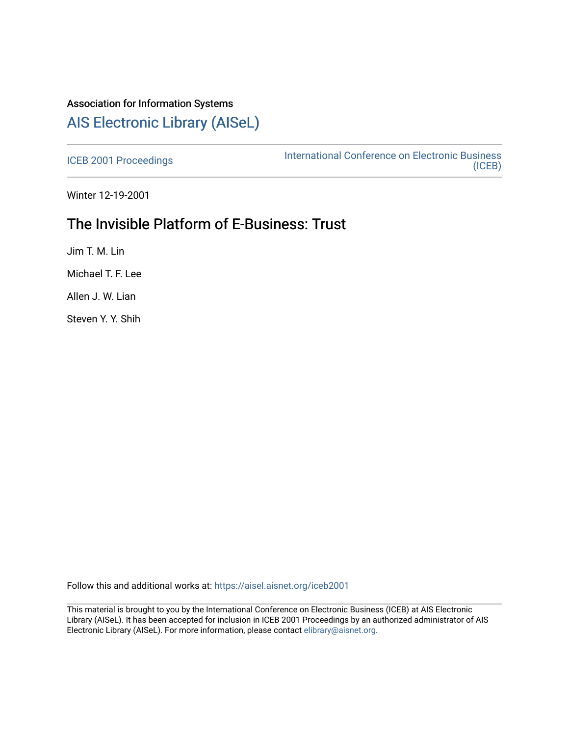Association for Information Systems

# AIS Electronic Library (AISeL)

ICEB 2001 Proceedings

International Conference on Electronic Business (ICEB)

Winter 12-19-2001

## The Invisible Platform of E-Business: Trust

Jim T. M. Lin

Michael T. F. Lee

Allen J. W. Lian

Steven Y. Y. Shih

Follow this and additional works at: https://aisel.aisnet.org/iceb2001

This material is brought to you by the International Conference on Electronic Business (ICEB) at AIS Electronic Library (AISeL). It has been accepted for inclusion in ICEB 2001 Proceedings by an authorized administrator of AIS Electronic Library (AISeL). For more information, please contact elibrary@aisnet.org.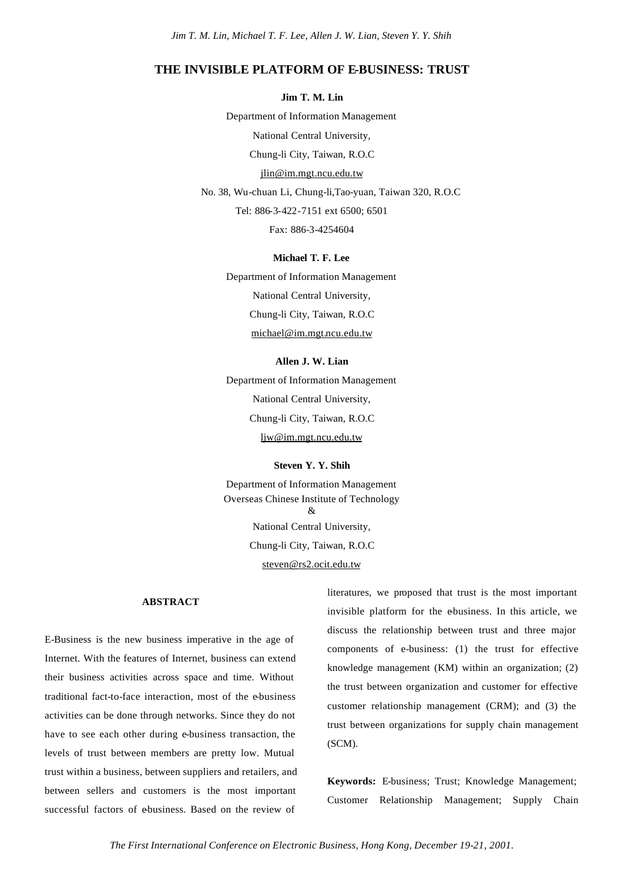# THE INVISIBLE PLATFORM OF E-BUSINESS: TRUST

**Jim T. M. Lin**

Department of Information Management

National Central University,

Chung-li City, Taiwan, R.O.C

jlin@im.mgt.ncu.edu.tw

No. 38, Wu-chuan Li, Chung-li,Tao-yuan, Taiwan 320, R.O.C

Tel: 886-3-422-7151 ext 6500; 6501

Fax: 886-3-4254604

**Michael T. F. Lee**

Department of Information Management

National Central University,

Chung-li City, Taiwan, R.O.C

michael@im.mgt.ncu.edu.tw

**Allen J. W. Lian**

Department of Information Management

National Central University,

Chung-li City, Taiwan, R.O.C

ljw@im.mgt.ncu.edu.tw

**Steven Y. Y. Shih**

Department of Information Management

Overseas Chinese Institute of Technology

&

National Central University,

Chung-li City, Taiwan, R.O.C

steven@rs2.ocit.edu.tw

## ABSTRACT

E-Business is the new business imperative in the age of Internet. With the features of Internet, business can extend their business activities across space and time. Without traditional fact-to-face interaction, most of the e-business activities can be done through networks. Since they do not have to see each other during e-business transaction, the levels of trust between members are pretty low. Mutual trust within a business, between suppliers and retailers, and between sellers and customers is the most important successful factors of e-business. Based on the review of literatures, we proposed that trust is the most important invisible platform for the e-business. In this article, we discuss the relationship between trust and three major components of e-business: (1) the trust for effective knowledge management (KM) within an organization; (2) the trust between organization and customer for effective customer relationship management (CRM); and (3) the trust between organizations for supply chain management (SCM).

**Keywords:** E-business; Trust; Knowledge Management; Customer Relationship Management; Supply Chain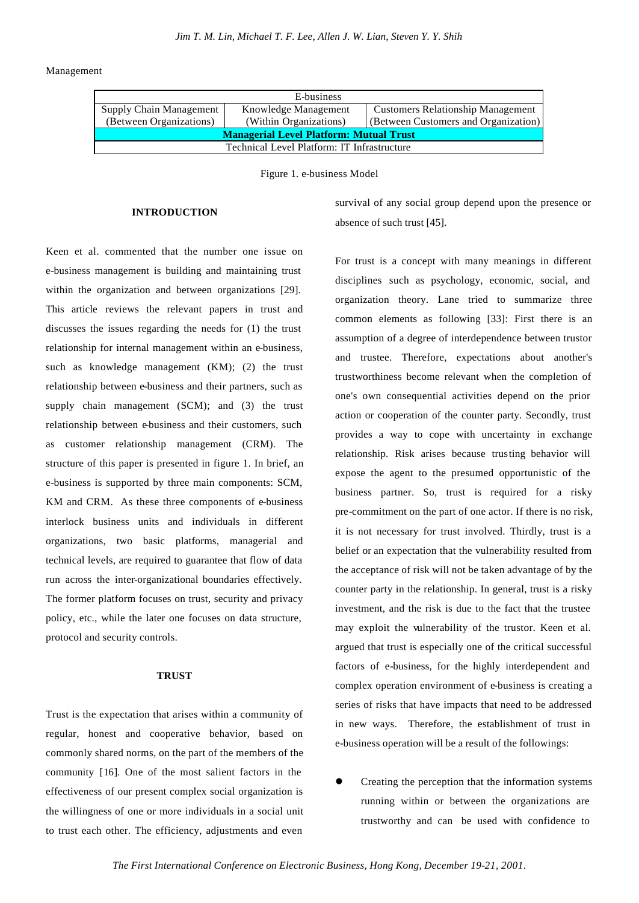Management

| E-business | | |
|---|---|---|
| Supply Chain Management (Between Organizations) | Knowledge Management (Within Organizations) | Customers Relationship Management (Between Customers and Organization) |
| **Managerial Level Platform: Mutual Trust** | | |
| Technical Level Platform: IT Infrastructure | | |

Figure 1. e-business Model

## INTRODUCTION

Keen et al. commented that the number one issue on e-business management is building and maintaining trust within the organization and between organizations [29]. This article reviews the relevant papers in trust and discusses the issues regarding the needs for (1) the trust relationship for internal management within an e-business, such as knowledge management (KM); (2) the trust relationship between e-business and their partners, such as supply chain management (SCM); and (3) the trust relationship between e-business and their customers, such as customer relationship management (CRM). The structure of this paper is presented in figure 1. In brief, an e-business is supported by three main components: SCM, KM and CRM. As these three components of e-business interlock business units and individuals in different organizations, two basic platforms, managerial and technical levels, are required to guarantee that flow of data run across the inter-organizational boundaries effectively. The former platform focuses on trust, security and privacy policy, etc., while the later one focuses on data structure, protocol and security controls.

## TRUST

Trust is the expectation that arises within a community of regular, honest and cooperative behavior, based on commonly shared norms, on the part of the members of the community [16]. One of the most salient factors in the effectiveness of our present complex social organization is the willingness of one or more individuals in a social unit to trust each other. The efficiency, adjustments and even survival of any social group depend upon the presence or absence of such trust [45].

For trust is a concept with many meanings in different disciplines such as psychology, economic, social, and organization theory. Lane tried to summarize three common elements as following [33]: First there is an assumption of a degree of interdependence between trustor and trustee. Therefore, expectations about another's trustworthiness become relevant when the completion of one's own consequential activities depend on the prior action or cooperation of the counter party. Secondly, trust provides a way to cope with uncertainty in exchange relationship. Risk arises because trusting behavior will expose the agent to the presumed opportunistic of the business partner. So, trust is required for a risky pre-commitment on the part of one actor. If there is no risk, it is not necessary for trust involved. Thirdly, trust is a belief or an expectation that the vulnerability resulted from the acceptance of risk will not be taken advantage of by the counter party in the relationship. In general, trust is a risky investment, and the risk is due to the fact that the trustee may exploit the vulnerability of the trustor. Keen et al. argued that trust is especially one of the critical successful factors of e-business, for the highly interdependent and complex operation environment of e-business is creating a series of risks that have impacts that need to be addressed in new ways. Therefore, the establishment of trust in e-business operation will be a result of the followings:

- Creating the perception that the information systems running within or between the organizations are trustworthy and can be used with confidence to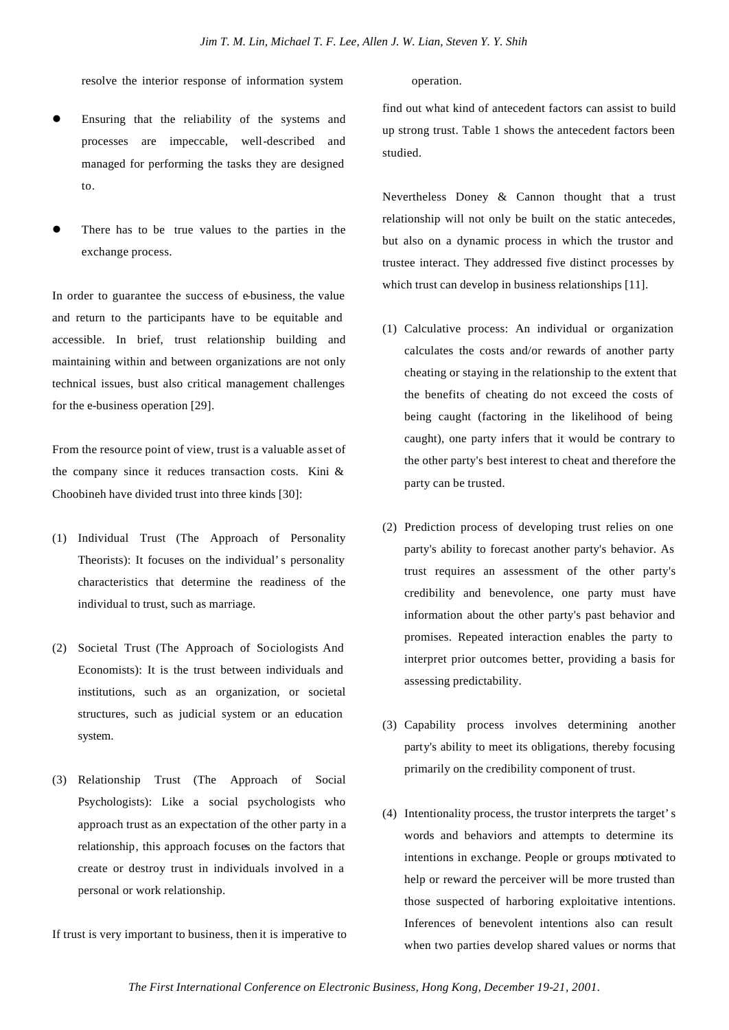resolve the interior response of information system operation.

- Ensuring that the reliability of the systems and processes are impeccable, well-described and managed for performing the tasks they are designed to.
- There has to be true values to the parties in the exchange process.

In order to guarantee the success of e-business, the value and return to the participants have to be equitable and accessible. In brief, trust relationship building and maintaining within and between organizations are not only technical issues, bust also critical management challenges for the e-business operation [29].

From the resource point of view, trust is a valuable asset of the company since it reduces transaction costs. Kini & Choobineh have divided trust into three kinds [30]:

(1) Individual Trust (The Approach of Personality Theorists): It focuses on the individual's personality characteristics that determine the readiness of the individual to trust, such as marriage.

(2) Societal Trust (The Approach of Sociologists And Economists): It is the trust between individuals and institutions, such as an organization, or societal structures, such as judicial system or an education system.

(3) Relationship Trust (The Approach of Social Psychologists): Like a social psychologists who approach trust as an expectation of the other party in a relationship, this approach focuses on the factors that create or destroy trust in individuals involved in a personal or work relationship.

If trust is very important to business, then it is imperative to find out what kind of antecedent factors can assist to build up strong trust. Table 1 shows the antecedent factors been studied.

Nevertheless Doney & Cannon thought that a trust relationship will not only be built on the static antecedes, but also on a dynamic process in which the trustor and trustee interact. They addressed five distinct processes by which trust can develop in business relationships [11].

(1) Calculative process: An individual or organization calculates the costs and/or rewards of another party cheating or staying in the relationship to the extent that the benefits of cheating do not exceed the costs of being caught (factoring in the likelihood of being caught), one party infers that it would be contrary to the other party's best interest to cheat and therefore the party can be trusted.

(2) Prediction process of developing trust relies on one party's ability to forecast another party's behavior. As trust requires an assessment of the other party's credibility and benevolence, one party must have information about the other party's past behavior and promises. Repeated interaction enables the party to interpret prior outcomes better, providing a basis for assessing predictability.

(3) Capability process involves determining another party's ability to meet its obligations, thereby focusing primarily on the credibility component of trust.

(4) Intentionality process, the trustor interprets the target's words and behaviors and attempts to determine its intentions in exchange. People or groups motivated to help or reward the perceiver will be more trusted than those suspected of harboring exploitative intentions. Inferences of benevolent intentions also can result when two parties develop shared values or norms that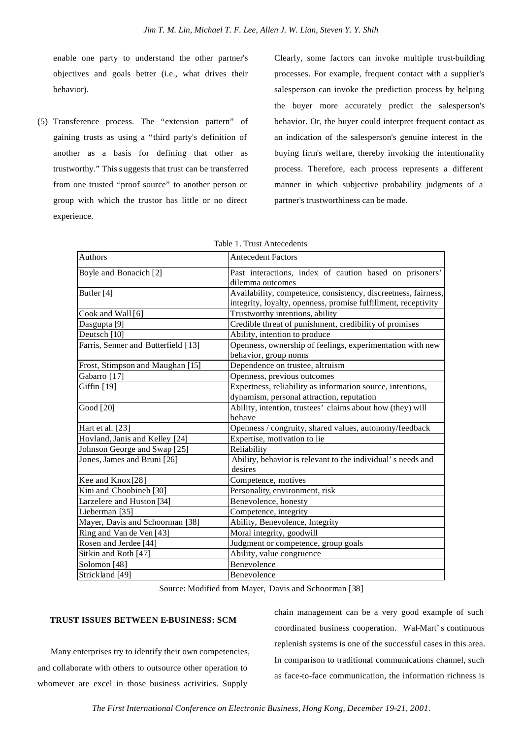enable one party to understand the other partner's objectives and goals better (i.e., what drives their behavior).

(5) Transference process. The "extension pattern" of gaining trusts as using a "third party's definition of another as a basis for defining that other as trustworthy." This s uggests that trust can be transferred from one trusted "proof source" to another person or group with which the trustor has little or no direct experience.

Clearly, some factors can invoke multiple trust-building processes. For example, frequent contact with a supplier's salesperson can invoke the prediction process by helping the buyer more accurately predict the salesperson's behavior. Or, the buyer could interpret frequent contact as an indication of the salesperson's genuine interest in the buying firm's welfare, thereby invoking the intentionality process. Therefore, each process represents a different manner in which subjective probability judgments of a partner's trustworthiness can be made.

Table 1. Trust Antecedents

| Authors | Antecedent Factors |
|---|---|
| Boyle and Bonacich [2] | Past interactions, index of caution based on prisoners' dilemma outcomes |
| Butler [4] | Availability, competence, consistency, discreetness, fairness, integrity, loyalty, openness, promise fulfillment, receptivity |
| Cook and Wall [6] | Trustworthy intentions, ability |
| Dasgupta [9] | Credible threat of punishment, credibility of promises |
| Deutsch [10] | Ability, intention to produce |
| Farris, Senner and Butterfield [13] | Openness, ownership of feelings, experimentation with new behavior, group noms |
| Frost, Stimpson and Maughan [15] | Dependence on trustee, altruism |
| Gabarro [17] | Openness, previous outcomes |
| Giffin [19] | Expertness, reliability as information source, intentions, dynamism, personal attraction, reputation |
| Good [20] | Ability, intention, trustees' claims about how (they) will behave |
| Hart et al. [23] | Openness / congruity, shared values, autonomy/feedback |
| Hovland, Janis and Kelley [24] | Expertise, motivation to lie |
| Johnson George and Swap [25] | Reliability |
| Jones, James and Bruni [26] | Ability, behavior is relevant to the individual' s needs and desires |
| Kee and Knox [28] | Competence, motives |
| Kini and Choobineh [30] | Personality, environment, risk |
| Larzelere and Huston [34] | Benevolence, honesty |
| Lieberman [35] | Competence, integrity |
| Mayer, Davis and Schoorman [38] | Ability, Benevolence, Integrity |
| Ring and Van de Ven [43] | Moral integrity, goodwill |
| Rosen and Jerdee [44] | Judgment or competence, group goals |
| Sitkin and Roth [47] | Ability, value congruence |
| Solomon [48] | Benevolence |
| Strickland [49] | Benevolence |

Source: Modified from Mayer, Davis and Schoorman [38]

## TRUST ISSUES BETWEEN E-BUSINESS: SCM

Many enterprises try to identify their own competencies, and collaborate with others to outsource other operation to whomever are excel in those business activities. Supply chain management can be a very good example of such coordinated business cooperation. Wal-Mart' s continuous replenish systems is one of the successful cases in this area. In comparison to traditional communications channel, such as face-to-face communication, the information richness is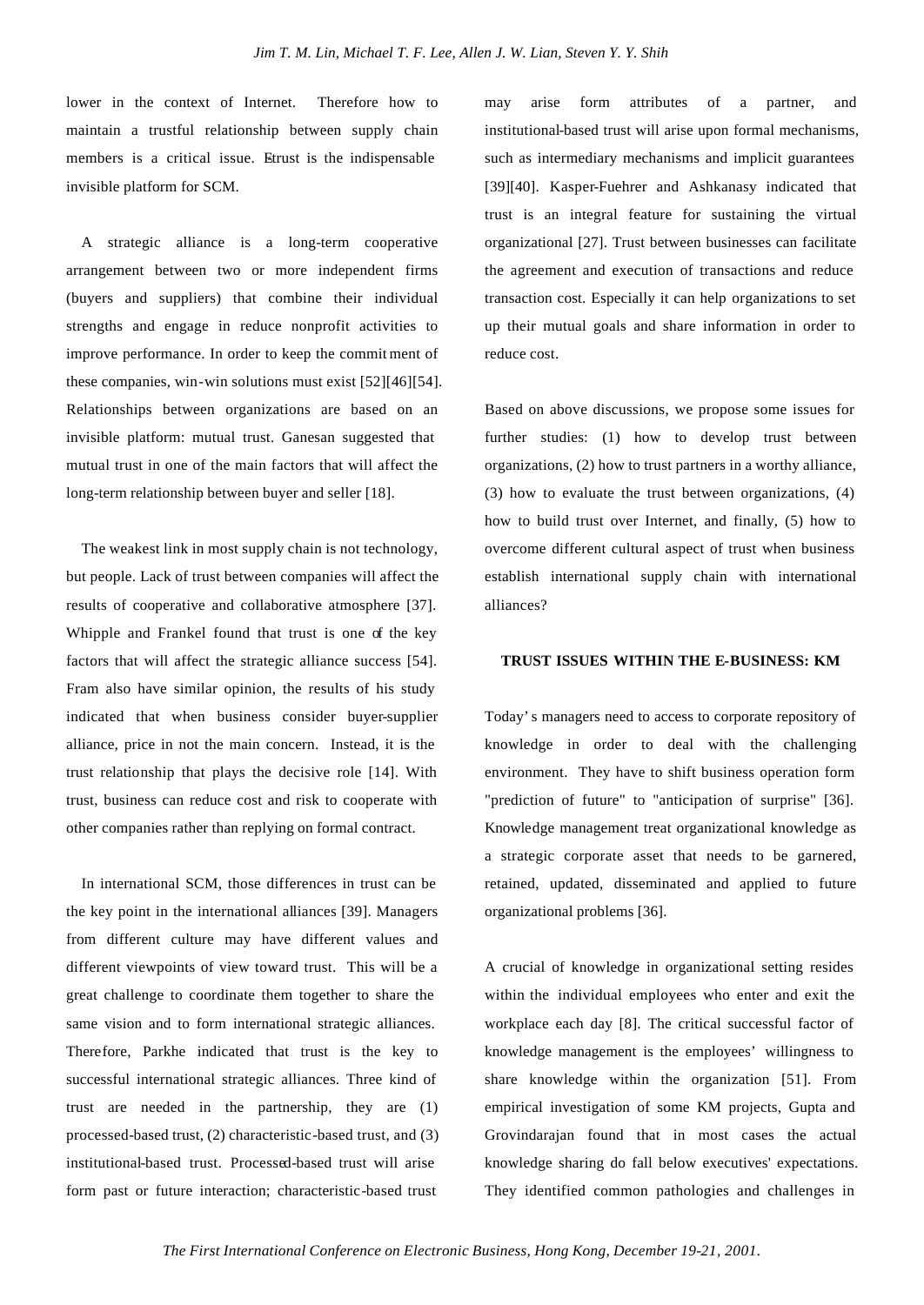lower in the context of Internet. Therefore how to maintain a trustful relationship between supply chain members is a critical issue. Etrust is the indispensable invisible platform for SCM.

A strategic alliance is a long-term cooperative arrangement between two or more independent firms (buyers and suppliers) that combine their individual strengths and engage in reduce nonprofit activities to improve performance. In order to keep the commitment of these companies, win-win solutions must exist [52][46][54]. Relationships between organizations are based on an invisible platform: mutual trust. Ganesan suggested that mutual trust in one of the main factors that will affect the long-term relationship between buyer and seller [18].

The weakest link in most supply chain is not technology, but people. Lack of trust between companies will affect the results of cooperative and collaborative atmosphere [37]. Whipple and Frankel found that trust is one of the key factors that will affect the strategic alliance success [54]. Fram also have similar opinion, the results of his study indicated that when business consider buyer-supplier alliance, price in not the main concern. Instead, it is the trust relationship that plays the decisive role [14]. With trust, business can reduce cost and risk to cooperate with other companies rather than replying on formal contract.

In international SCM, those differences in trust can be the key point in the international alliances [39]. Managers from different culture may have different values and different viewpoints of view toward trust. This will be a great challenge to coordinate them together to share the same vision and to form international strategic alliances. Therefore, Parkhe indicated that trust is the key to successful international strategic alliances. Three kind of trust are needed in the partnership, they are (1) processed-based trust, (2) characteristic-based trust, and (3) institutional-based trust. Processed-based trust will arise form past or future interaction; characteristic-based trust may arise form attributes of a partner, and institutional-based trust will arise upon formal mechanisms, such as intermediary mechanisms and implicit guarantees [39][40]. Kasper-Fuehrer and Ashkanasy indicated that trust is an integral feature for sustaining the virtual organizational [27]. Trust between businesses can facilitate the agreement and execution of transactions and reduce transaction cost. Especially it can help organizations to set up their mutual goals and share information in order to reduce cost.

Based on above discussions, we propose some issues for further studies: (1) how to develop trust between organizations, (2) how to trust partners in a worthy alliance, (3) how to evaluate the trust between organizations, (4) how to build trust over Internet, and finally, (5) how to overcome different cultural aspect of trust when business establish international supply chain with international alliances?

## TRUST ISSUES WITHIN THE E-BUSINESS: KM

Today's managers need to access to corporate repository of knowledge in order to deal with the challenging environment. They have to shift business operation form "prediction of future" to "anticipation of surprise" [36]. Knowledge management treat organizational knowledge as a strategic corporate asset that needs to be garnered, retained, updated, disseminated and applied to future organizational problems [36].

A crucial of knowledge in organizational setting resides within the individual employees who enter and exit the workplace each day [8]. The critical successful factor of knowledge management is the employees' willingness to share knowledge within the organization [51]. From empirical investigation of some KM projects, Gupta and Grovindarajan found that in most cases the actual knowledge sharing do fall below executives' expectations. They identified common pathologies and challenges in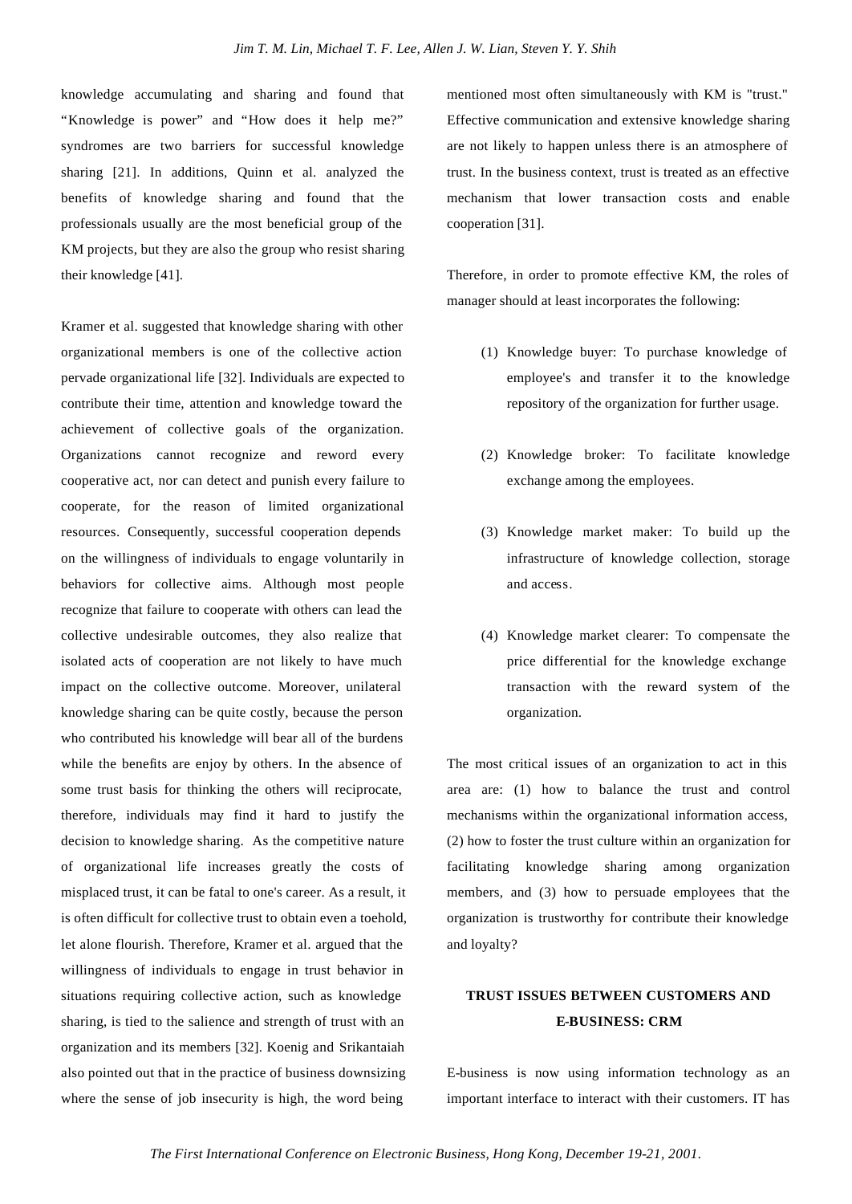knowledge accumulating and sharing and found that "Knowledge is power" and "How does it help me?" syndromes are two barriers for successful knowledge sharing [21]. In additions, Quinn et al. analyzed the benefits of knowledge sharing and found that the professionals usually are the most beneficial group of the KM projects, but they are also the group who resist sharing their knowledge [41].

Kramer et al. suggested that knowledge sharing with other organizational members is one of the collective action pervade organizational life [32]. Individuals are expected to contribute their time, attention and knowledge toward the achievement of collective goals of the organization. Organizations cannot recognize and reword every cooperative act, nor can detect and punish every failure to cooperate, for the reason of limited organizational resources. Consequently, successful cooperation depends on the willingness of individuals to engage voluntarily in behaviors for collective aims. Although most people recognize that failure to cooperate with others can lead the collective undesirable outcomes, they also realize that isolated acts of cooperation are not likely to have much impact on the collective outcome. Moreover, unilateral knowledge sharing can be quite costly, because the person who contributed his knowledge will bear all of the burdens while the benefits are enjoy by others. In the absence of some trust basis for thinking the others will reciprocate, therefore, individuals may find it hard to justify the decision to knowledge sharing. As the competitive nature of organizational life increases greatly the costs of misplaced trust, it can be fatal to one's career. As a result, it is often difficult for collective trust to obtain even a toehold, let alone flourish. Therefore, Kramer et al. argued that the willingness of individuals to engage in trust behavior in situations requiring collective action, such as knowledge sharing, is tied to the salience and strength of trust with an organization and its members [32]. Koenig and Srikantaiah also pointed out that in the practice of business downsizing where the sense of job insecurity is high, the word being mentioned most often simultaneously with KM is "trust." Effective communication and extensive knowledge sharing are not likely to happen unless there is an atmosphere of trust. In the business context, trust is treated as an effective mechanism that lower transaction costs and enable cooperation [31].

Therefore, in order to promote effective KM, the roles of manager should at least incorporates the following:

1. Knowledge buyer: To purchase knowledge of employee's and transfer it to the knowledge repository of the organization for further usage.
2. Knowledge broker: To facilitate knowledge exchange among the employees.
3. Knowledge market maker: To build up the infrastructure of knowledge collection, storage and access.
4. Knowledge market clearer: To compensate the price differential for the knowledge exchange transaction with the reward system of the organization.

The most critical issues of an organization to act in this area are: (1) how to balance the trust and control mechanisms within the organizational information access, (2) how to foster the trust culture within an organization for facilitating knowledge sharing among organization members, and (3) how to persuade employees that the organization is trustworthy for contribute their knowledge and loyalty?

## TRUST ISSUES BETWEEN CUSTOMERS AND E-BUSINESS: CRM

E-business is now using information technology as an important interface to interact with their customers. IT has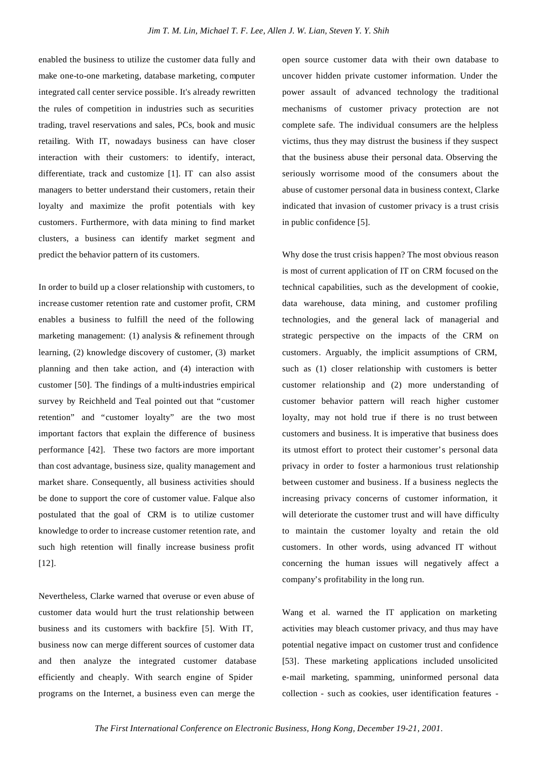enabled the business to utilize the customer data fully and make one-to-one marketing, database marketing, computer integrated call center service possible. It's already rewritten the rules of competition in industries such as securities trading, travel reservations and sales, PCs, book and music retailing. With IT, nowadays business can have closer interaction with their customers: to identify, interact, differentiate, track and customize [1]. IT can also assist managers to better understand their customers, retain their loyalty and maximize the profit potentials with key customers. Furthermore, with data mining to find market clusters, a business can identify market segment and predict the behavior pattern of its customers.

In order to build up a closer relationship with customers, to increase customer retention rate and customer profit, CRM enables a business to fulfill the need of the following marketing management: (1) analysis & refinement through learning, (2) knowledge discovery of customer, (3) market planning and then take action, and (4) interaction with customer [50]. The findings of a multi-industries empirical survey by Reichheld and Teal pointed out that "customer retention" and "customer loyalty" are the two most important factors that explain the difference of business performance [42]. These two factors are more important than cost advantage, business size, quality management and market share. Consequently, all business activities should be done to support the core of customer value. Falque also postulated that the goal of CRM is to utilize customer knowledge to order to increase customer retention rate, and such high retention will finally increase business profit [12].

Nevertheless, Clarke warned that overuse or even abuse of customer data would hurt the trust relationship between business and its customers with backfire [5]. With IT, business now can merge different sources of customer data and then analyze the integrated customer database efficiently and cheaply. With search engine of Spider programs on the Internet, a business even can merge the open source customer data with their own database to uncover hidden private customer information. Under the power assault of advanced technology the traditional mechanisms of customer privacy protection are not complete safe. The individual consumers are the helpless victims, thus they may distrust the business if they suspect that the business abuse their personal data. Observing the seriously worrisome mood of the consumers about the abuse of customer personal data in business context, Clarke indicated that invasion of customer privacy is a trust crisis in public confidence [5].

Why dose the trust crisis happen? The most obvious reason is most of current application of IT on CRM focused on the technical capabilities, such as the development of cookie, data warehouse, data mining, and customer profiling technologies, and the general lack of managerial and strategic perspective on the impacts of the CRM on customers. Arguably, the implicit assumptions of CRM, such as (1) closer relationship with customers is better customer relationship and (2) more understanding of customer behavior pattern will reach higher customer loyalty, may not hold true if there is no trust between customers and business. It is imperative that business does its utmost effort to protect their customer's personal data privacy in order to foster a harmonious trust relationship between customer and business. If a business neglects the increasing privacy concerns of customer information, it will deteriorate the customer trust and will have difficulty to maintain the customer loyalty and retain the old customers. In other words, using advanced IT without concerning the human issues will negatively affect a company's profitability in the long run.

Wang et al. warned the IT application on marketing activities may bleach customer privacy, and thus may have potential negative impact on customer trust and confidence [53]. These marketing applications included unsolicited e-mail marketing, spamming, uninformed personal data collection - such as cookies, user identification features -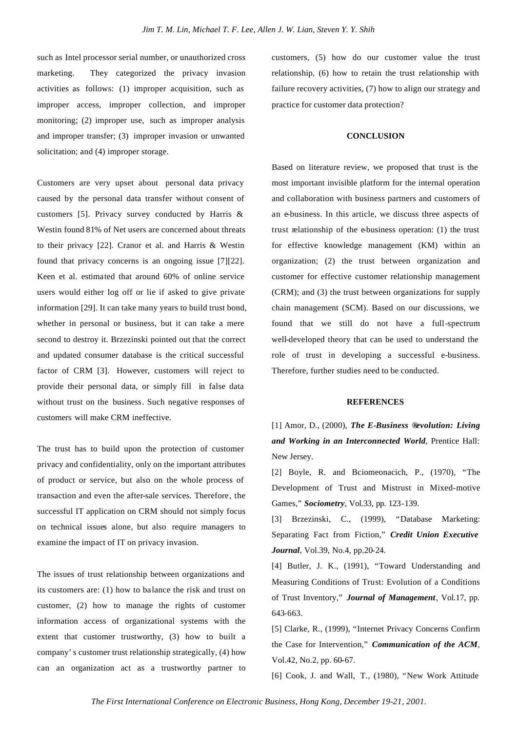such as Intel processor serial number, or unauthorized cross marketing. They categorized the privacy invasion activities as follows: (1) improper acquisition, such as improper access, improper collection, and improper monitoring; (2) improper use, such as improper analysis and improper transfer; (3) improper invasion or unwanted solicitation; and (4) improper storage.

Customers are very upset about personal data privacy caused by the personal data transfer without consent of customers [5]. Privacy survey conducted by Harris & Westin found 81% of Net users are concerned about threats to their privacy [22]. Cranor et al. and Harris & Westin found that privacy concerns is an ongoing issue [7][22]. Keen et al. estimated that around 60% of online service users would either log off or lie if asked to give private information [29]. It can take many years to build trust bond, whether in personal or business, but it can take a mere second to destroy it. Brzezinski pointed out that the correct and updated consumer database is the critical successful factor of CRM [3]. However, customers will reject to provide their personal data, or simply fill in false data without trust on the business. Such negative responses of customers will make CRM ineffective.

The trust has to build upon the protection of customer privacy and confidentiality, only on the important attributes of product or service, but also on the whole process of transaction and even the after-sale services. Therefore, the successful IT application on CRM should not simply focus on technical issues alone, but also require managers to examine the impact of IT on privacy invasion.

The issues of trust relationship between organizations and its customers are: (1) how to balance the risk and trust on customer, (2) how to manage the rights of customer information access of organizational systems with the extent that customer trustworthy, (3) how to built a company's customer trust relationship strategically, (4) how can an organization act as a trustworthy partner to customers, (5) how do our customer value the trust relationship, (6) how to retain the trust relationship with failure recovery activities, (7) how to align our strategy and practice for customer data protection?

## CONCLUSION

Based on literature review, we proposed that trust is the most important invisible platform for the internal operation and collaboration with business partners and customers of an e-business. In this article, we discuss three aspects of trust relationship of the e-business operation: (1) the trust for effective knowledge management (KM) within an organization; (2) the trust between organization and customer for effective customer relationship management (CRM); and (3) the trust between organizations for supply chain management (SCM). Based on our discussions, we found that we still do not have a full-spectrum well-developed theory that can be used to understand the role of trust in developing a successful e-business. Therefore, further studies need to be conducted.

## REFERENCES

[1] Amor, D., (2000), ***The E-Business ®evolution: Living and Working in an Interconnected World***, Prentice Hall: New Jersey.

[2] Boyle, R. and Bciomeonacich, P., (1970), "The Development of Trust and Mistrust in Mixed-motive Games," ***Sociometry***, Vol.33, pp. 123-139.

[3] Brzezinski, C., (1999), "Database Marketing: Separating Fact from Fiction," ***Credit Union Executive Journal***, Vol.39, No.4, pp.20-24.

[4] Butler, J. K., (1991), "Toward Understanding and Measuring Conditions of Trust: Evolution of a Conditions of Trust Inventory," ***Journal of Management***, Vol.17, pp. 643-663.

[5] Clarke, R., (1999), "Internet Privacy Concerns Confirm the Case for Intervention," ***Communication of the ACM***, Vol.42, No.2, pp. 60-67.

[6] Cook, J. and Wall, T., (1980), "New Work Attitude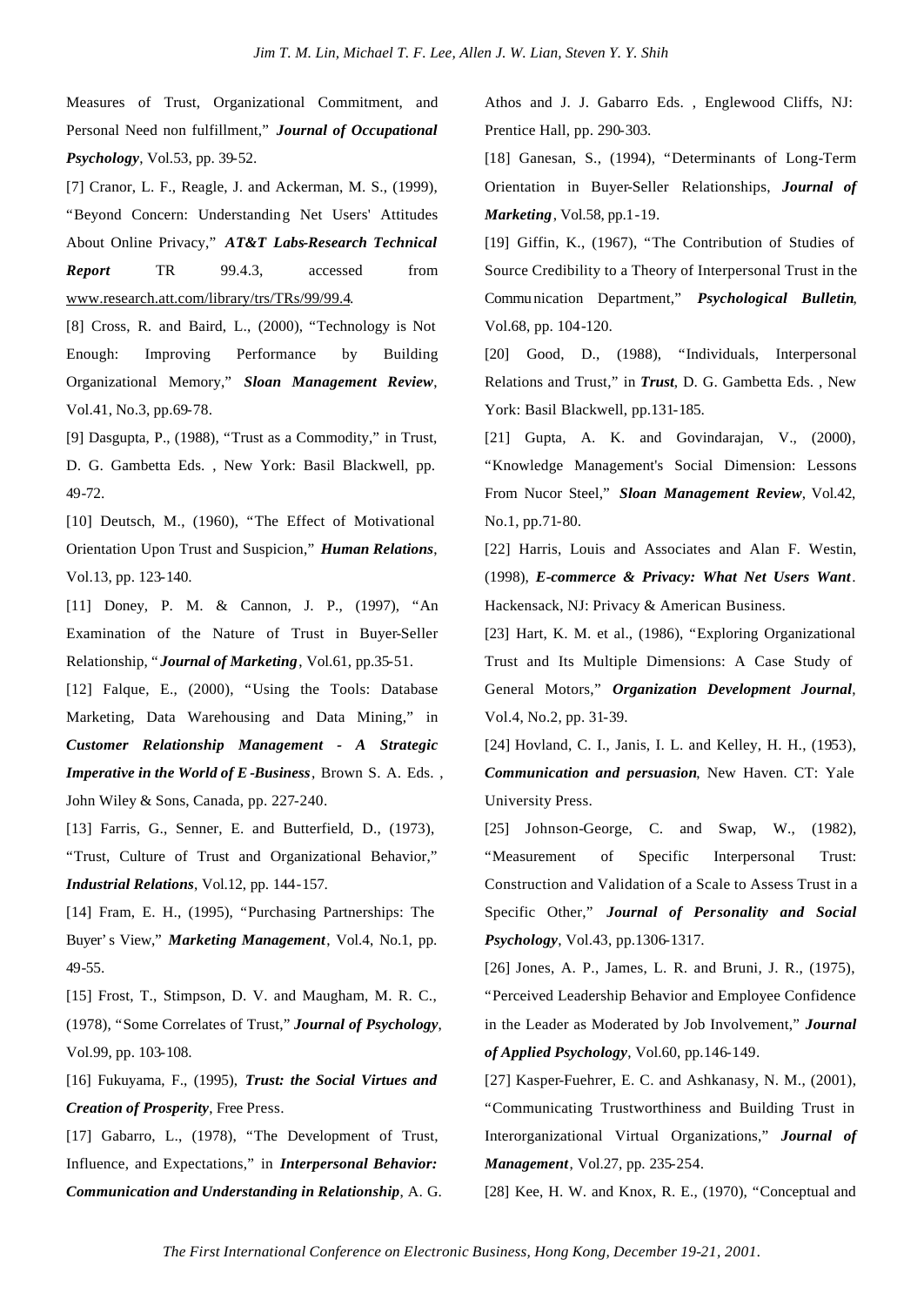Measures of Trust, Organizational Commitment, and Personal Need non fulfillment," ***Journal of Occupational Psychology***, Vol.53, pp. 39-52.

[7] Cranor, L. F., Reagle, J. and Ackerman, M. S., (1999), "Beyond Concern: Understanding Net Users' Attitudes About Online Privacy," ***AT&T Labs-Research Technical Report*** TR 99.4.3, accessed from www.research.att.com/library/trs/TRs/99/99.4.

[8] Cross, R. and Baird, L., (2000), "Technology is Not Enough: Improving Performance by Building Organizational Memory," ***Sloan Management Review***, Vol.41, No.3, pp.69-78.

[9] Dasgupta, P., (1988), "Trust as a Commodity," in Trust, D. G. Gambetta Eds. , New York: Basil Blackwell, pp. 49-72.

[10] Deutsch, M., (1960), "The Effect of Motivational Orientation Upon Trust and Suspicion," ***Human Relations***, Vol.13, pp. 123-140.

[11] Doney, P. M. & Cannon, J. P., (1997), "An Examination of the Nature of Trust in Buyer-Seller Relationship, "***Journal of Marketing***, Vol.61, pp.35-51.

[12] Falque, E., (2000), "Using the Tools: Database Marketing, Data Warehousing and Data Mining," in ***Customer Relationship Management - A Strategic Imperative in the World of E-Business***, Brown S. A. Eds. , John Wiley & Sons, Canada, pp. 227-240.

[13] Farris, G., Senner, E. and Butterfield, D., (1973), "Trust, Culture of Trust and Organizational Behavior," ***Industrial Relations***, Vol.12, pp. 144-157.

[14] Fram, E. H., (1995), "Purchasing Partnerships: The Buyer's View," ***Marketing Management***, Vol.4, No.1, pp. 49-55.

[15] Frost, T., Stimpson, D. V. and Maugham, M. R. C., (1978), "Some Correlates of Trust," ***Journal of Psychology***, Vol.99, pp. 103-108.

[16] Fukuyama, F., (1995), ***Trust: the Social Virtues and Creation of Prosperity***, Free Press.

[17] Gabarro, L., (1978), "The Development of Trust, Influence, and Expectations," in ***Interpersonal Behavior: Communication and Understanding in Relationship***, A. G. Athos and J. J. Gabarro Eds. , Englewood Cliffs, NJ: Prentice Hall, pp. 290-303.

[18] Ganesan, S., (1994), "Determinants of Long-Term Orientation in Buyer-Seller Relationships, ***Journal of Marketing***, Vol.58, pp.1-19.

[19] Giffin, K., (1967), "The Contribution of Studies of Source Credibility to a Theory of Interpersonal Trust in the Communication Department," ***Psychological Bulletin***, Vol.68, pp. 104-120.

[20] Good, D., (1988), "Individuals, Interpersonal Relations and Trust," in ***Trust***, D. G. Gambetta Eds. , New York: Basil Blackwell, pp.131-185.

[21] Gupta, A. K. and Govindarajan, V., (2000), "Knowledge Management's Social Dimension: Lessons From Nucor Steel," ***Sloan Management Review***, Vol.42, No.1, pp.71-80.

[22] Harris, Louis and Associates and Alan F. Westin, (1998), ***E-commerce & Privacy: What Net Users Want***. Hackensack, NJ: Privacy & American Business.

[23] Hart, K. M. et al., (1986), "Exploring Organizational Trust and Its Multiple Dimensions: A Case Study of General Motors," ***Organization Development Journal***, Vol.4, No.2, pp. 31-39.

[24] Hovland, C. I., Janis, I. L. and Kelley, H. H., (1953), ***Communication and persuasion***, New Haven. CT: Yale University Press.

[25] Johnson-George, C. and Swap, W., (1982), "Measurement of Specific Interpersonal Trust: Construction and Validation of a Scale to Assess Trust in a Specific Other," ***Journal of Personality and Social Psychology***, Vol.43, pp.1306-1317.

[26] Jones, A. P., James, L. R. and Bruni, J. R., (1975), "Perceived Leadership Behavior and Employee Confidence in the Leader as Moderated by Job Involvement," ***Journal of Applied Psychology***, Vol.60, pp.146-149.

[27] Kasper-Fuehrer, E. C. and Ashkanasy, N. M., (2001), "Communicating Trustworthiness and Building Trust in Interorganizational Virtual Organizations," ***Journal of Management***, Vol.27, pp. 235-254.

[28] Kee, H. W. and Knox, R. E., (1970), "Conceptual and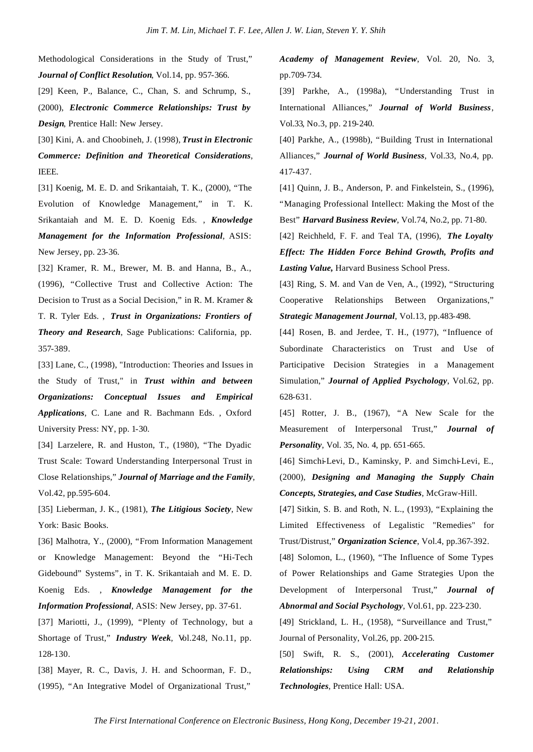Methodological Considerations in the Study of Trust," ***Journal of Conflict Resolution***, Vol.14, pp. 957-366.

[29] Keen, P., Balance, C., Chan, S. and Schrump, S., (2000), ***Electronic Commerce Relationships: Trust by Design***, Prentice Hall: New Jersey.

[30] Kini, A. and Choobineh, J. (1998), ***Trust in Electronic Commerce: Definition and Theoretical Considerations***, IEEE.

[31] Koenig, M. E. D. and Srikantaiah, T. K., (2000), "The Evolution of Knowledge Management," in T. K. Srikantaiah and M. E. D. Koenig Eds. , ***Knowledge Management for the Information Professional***, ASIS: New Jersey, pp. 23-36.

[32] Kramer, R. M., Brewer, M. B. and Hanna, B., A., (1996), "Collective Trust and Collective Action: The Decision to Trust as a Social Decision," in R. M. Kramer & T. R. Tyler Eds. , ***Trust in Organizations: Frontiers of Theory and Research***, Sage Publications: California, pp. 357-389.

[33] Lane, C., (1998), "Introduction: Theories and Issues in the Study of Trust," in ***Trust within and between Organizations: Conceptual Issues and Empirical Applications***, C. Lane and R. Bachmann Eds. , Oxford University Press: NY, pp. 1-30.

[34] Larzelere, R. and Huston, T., (1980), "The Dyadic Trust Scale: Toward Understanding Interpersonal Trust in Close Relationships," ***Journal of Marriage and the Family***, Vol.42, pp.595-604.

[35] Lieberman, J. K., (1981), ***The Litigious Society***, New York: Basic Books.

[36] Malhotra, Y., (2000), "From Information Management or Knowledge Management: Beyond the "Hi-Tech Gidebound" Systems", in T. K. Srikantaiah and M. E. D. Koenig Eds. , ***Knowledge Management for the Information Professional***, ASIS: New Jersey, pp. 37-61.

[37] Mariotti, J., (1999), "Plenty of Technology, but a Shortage of Trust," ***Industry Week***, Vol.248, No.11, pp. 128-130.

[38] Mayer, R. C., Davis, J. H. and Schoorman, F. D., (1995), "An Integrative Model of Organizational Trust," ***Academy of Management Review***, Vol. 20, No. 3, pp.709-734.

[39] Parkhe, A., (1998a), "Understanding Trust in International Alliances," ***Journal of World Business***, Vol.33, No.3, pp. 219-240.

[40] Parkhe, A., (1998b), "Building Trust in International Alliances," ***Journal of World Business***, Vol.33, No.4, pp. 417-437.

[41] Quinn, J. B., Anderson, P. and Finkelstein, S., (1996), "Managing Professional Intellect: Making the Most of the Best" ***Harvard Business Review***, Vol.74, No.2, pp. 71-80.

[42] Reichheld, F. F. and Teal TA, (1996), ***The Loyalty Effect: The Hidden Force Behind Growth, Profits and Lasting Value,*** Harvard Business School Press.

[43] Ring, S. M. and Van de Ven, A., (1992), "Structuring Cooperative Relationships Between Organizations," ***Strategic Management Journal***, Vol.13, pp.483-498.

[44] Rosen, B. and Jerdee, T. H., (1977), "Influence of Subordinate Characteristics on Trust and Use of Participative Decision Strategies in a Management Simulation," ***Journal of Applied Psychology***, Vol.62, pp. 628-631.

[45] Rotter, J. B., (1967), "A New Scale for the Measurement of Interpersonal Trust," ***Journal of Personality***, Vol. 35, No. 4, pp. 651-665.

[46] Simchi-Levi, D., Kaminsky, P. and Simchi-Levi, E., (2000), ***Designing and Managing the Supply Chain Concepts, Strategies, and Case Studies***, McGraw-Hill.

[47] Sitkin, S. B. and Roth, N. L., (1993), "Explaining the Limited Effectiveness of Legalistic "Remedies" for Trust/Distrust," ***Organization Science***, Vol.4, pp.367-392.

[48] Solomon, L., (1960), "The Influence of Some Types of Power Relationships and Game Strategies Upon the Development of Interpersonal Trust," ***Journal of Abnormal and Social Psychology***, Vol.61, pp. 223-230.

[49] Strickland, L. H., (1958), "Surveillance and Trust," Journal of Personality, Vol.26, pp. 200-215.

[50] Swift, R. S., (2001), ***Accelerating Customer Relationships: Using CRM and Relationship Technologies***, Prentice Hall: USA.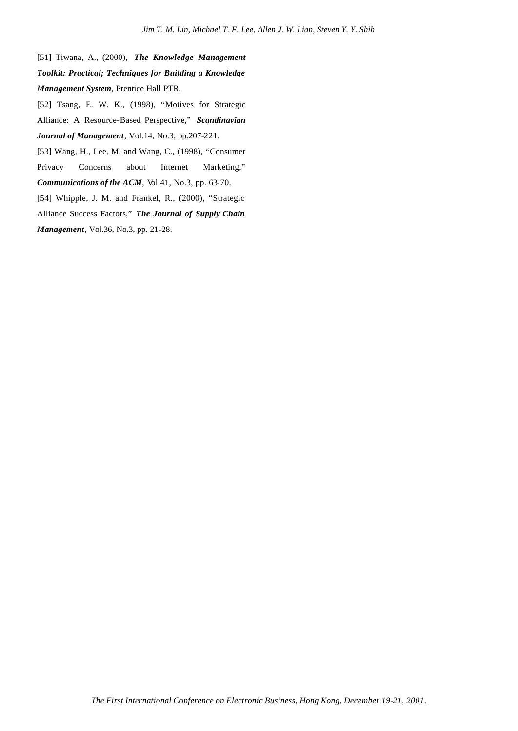[51] Tiwana, A., (2000), ***The Knowledge Management Toolkit: Practical; Techniques for Building a Knowledge Management System***, Prentice Hall PTR.

[52] Tsang, E. W. K., (1998), "Motives for Strategic Alliance: A Resource-Based Perspective," ***Scandinavian Journal of Management***, Vol.14, No.3, pp.207-221.

[53] Wang, H., Lee, M. and Wang, C., (1998), "Consumer Privacy Concerns about Internet Marketing," ***Communications of the ACM***, Vol.41, No.3, pp. 63-70.

[54] Whipple, J. M. and Frankel, R., (2000), "Strategic Alliance Success Factors," ***The Journal of Supply Chain Management***, Vol.36, No.3, pp. 21-28.